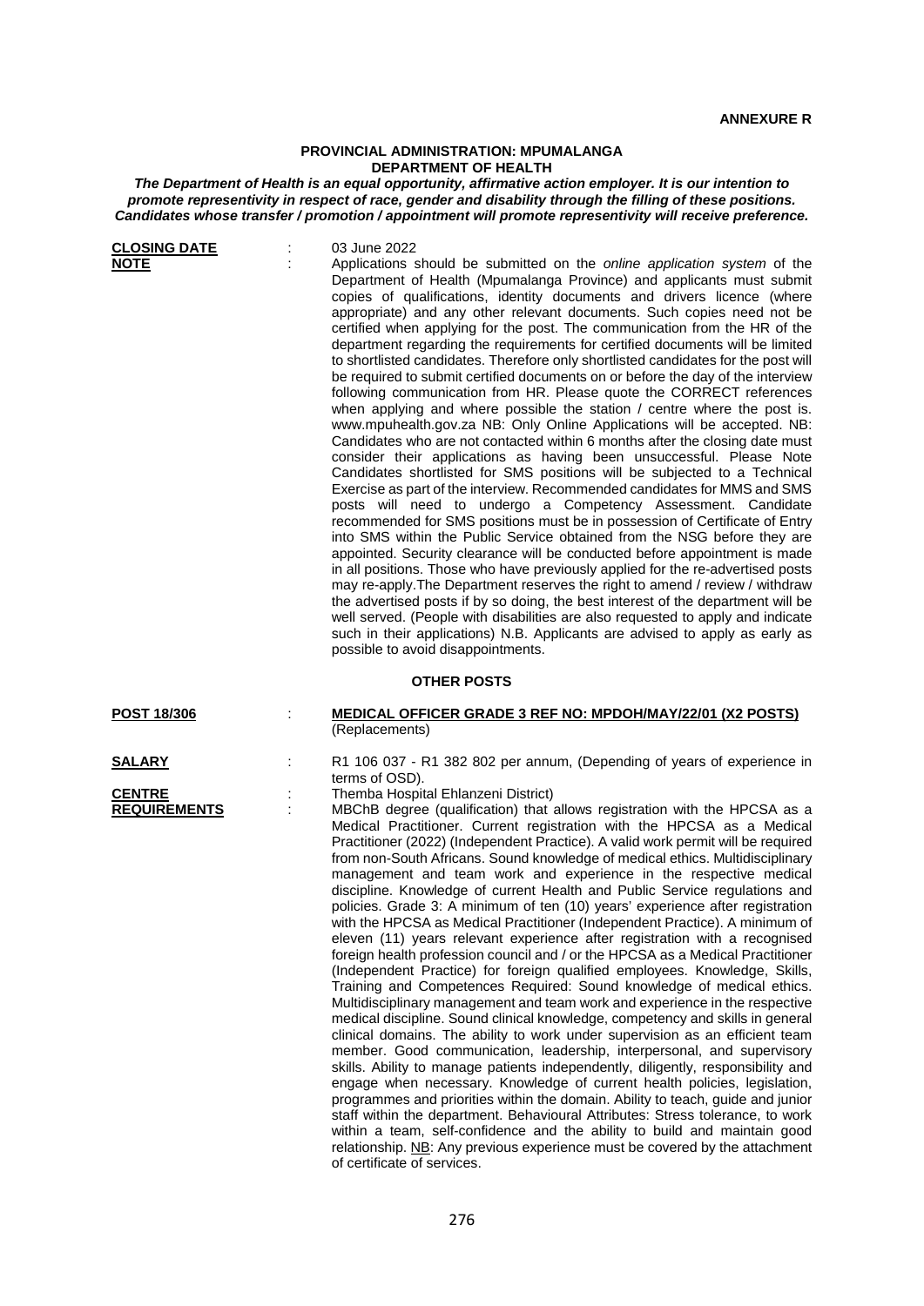**ANNEXURE R**

## PROVINCIAL ADMINISTRATION: MPUMALANGA
## DEPARTMENT OF HEALTH

***The Department of Health is an equal opportunity, affirmative action employer. It is our intention to promote representivity in respect of race, gender and disability through the filling of these positions. Candidates whose transfer / promotion / appointment will promote representivity will receive preference.***

**CLOSING DATE** : 03 June 2022

**NOTE** : Applications should be submitted on the *online application system* of the Department of Health (Mpumalanga Province) and applicants must submit copies of qualifications, identity documents and drivers licence (where appropriate) and any other relevant documents. Such copies need not be certified when applying for the post. The communication from the HR of the department regarding the requirements for certified documents will be limited to shortlisted candidates. Therefore only shortlisted candidates for the post will be required to submit certified documents on or before the day of the interview following communication from HR. Please quote the CORRECT references when applying and where possible the station / centre where the post is. www.mpuhealth.gov.za NB: Only Online Applications will be accepted. NB: Candidates who are not contacted within 6 months after the closing date must consider their applications as having been unsuccessful. Please Note Candidates shortlisted for SMS positions will be subjected to a Technical Exercise as part of the interview. Recommended candidates for MMS and SMS posts will need to undergo a Competency Assessment. Candidate recommended for SMS positions must be in possession of Certificate of Entry into SMS within the Public Service obtained from the NSG before they are appointed. Security clearance will be conducted before appointment is made in all positions. Those who have previously applied for the re-advertised posts may re-apply.The Department reserves the right to amend / review / withdraw the advertised posts if by so doing, the best interest of the department will be well served. (People with disabilities are also requested to apply and indicate such in their applications) N.B. Applicants are advised to apply as early as possible to avoid disappointments.

### OTHER POSTS

**POST 18/306** : **MEDICAL OFFICER GRADE 3 REF NO: MPDOH/MAY/22/01 (X2 POSTS)**
(Replacements)

**SALARY** : R1 106 037 - R1 382 802 per annum, (Depending of years of experience in terms of OSD).

**CENTRE** : Themba Hospital Ehlanzeni District)

**REQUIREMENTS** : MBChB degree (qualification) that allows registration with the HPCSA as a Medical Practitioner. Current registration with the HPCSA as a Medical Practitioner (2022) (Independent Practice). A valid work permit will be required from non-South Africans. Sound knowledge of medical ethics. Multidisciplinary management and team work and experience in the respective medical discipline. Knowledge of current Health and Public Service regulations and policies. Grade 3: A minimum of ten (10) years' experience after registration with the HPCSA as Medical Practitioner (Independent Practice). A minimum of eleven (11) years relevant experience after registration with a recognised foreign health profession council and / or the HPCSA as a Medical Practitioner (Independent Practice) for foreign qualified employees. Knowledge, Skills, Training and Competences Required: Sound knowledge of medical ethics. Multidisciplinary management and team work and experience in the respective medical discipline. Sound clinical knowledge, competency and skills in general clinical domains. The ability to work under supervision as an efficient team member. Good communication, leadership, interpersonal, and supervisory skills. Ability to manage patients independently, diligently, responsibility and engage when necessary. Knowledge of current health policies, legislation, programmes and priorities within the domain. Ability to teach, guide and junior staff within the department. Behavioural Attributes: Stress tolerance, to work within a team, self-confidence and the ability to build and maintain good relationship. NB: Any previous experience must be covered by the attachment of certificate of services.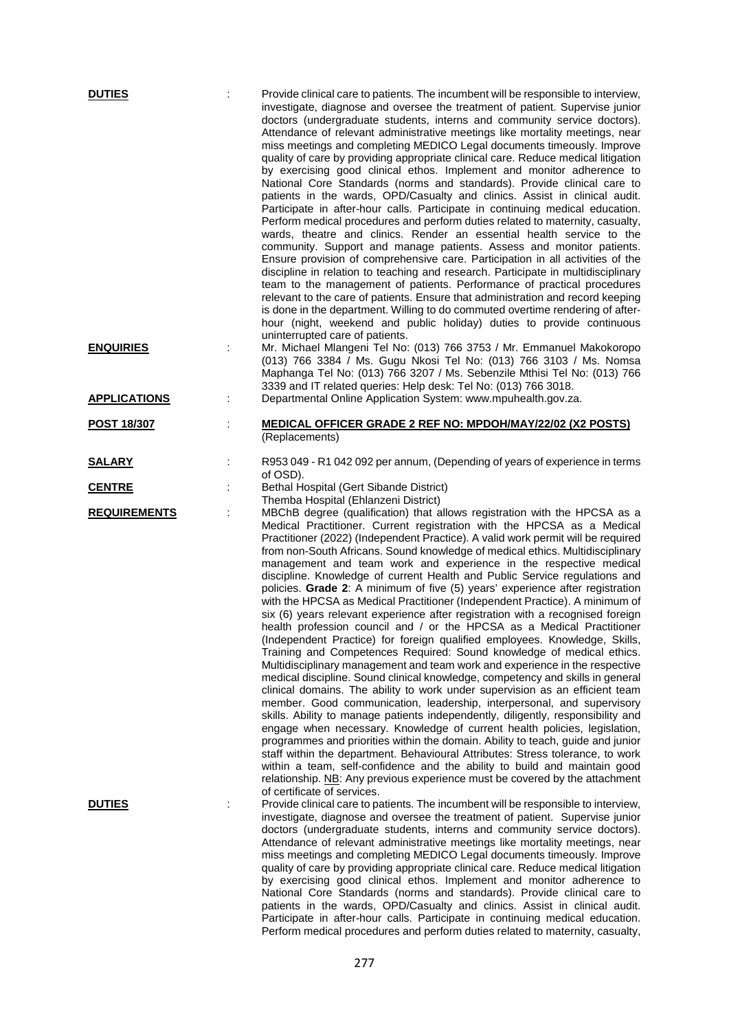**DUTIES** : Provide clinical care to patients. The incumbent will be responsible to interview, investigate, diagnose and oversee the treatment of patient. Supervise junior doctors (undergraduate students, interns and community service doctors). Attendance of relevant administrative meetings like mortality meetings, near miss meetings and completing MEDICO Legal documents timeously. Improve quality of care by providing appropriate clinical care. Reduce medical litigation by exercising good clinical ethos. Implement and monitor adherence to National Core Standards (norms and standards). Provide clinical care to patients in the wards, OPD/Casualty and clinics. Assist in clinical audit. Participate in after-hour calls. Participate in continuing medical education. Perform medical procedures and perform duties related to maternity, casualty, wards, theatre and clinics. Render an essential health service to the community. Support and manage patients. Assess and monitor patients. Ensure provision of comprehensive care. Participation in all activities of the discipline in relation to teaching and research. Participate in multidisciplinary team to the management of patients. Performance of practical procedures relevant to the care of patients. Ensure that administration and record keeping is done in the department. Willing to do commuted overtime rendering of after-hour (night, weekend and public holiday) duties to provide continuous uninterrupted care of patients.

**ENQUIRIES** : Mr. Michael Mlangeni Tel No: (013) 766 3753 / Mr. Emmanuel Makokoropo (013) 766 3384 / Ms. Gugu Nkosi Tel No: (013) 766 3103 / Ms. Nomsa Maphanga Tel No: (013) 766 3207 / Ms. Sebenzile Mthisi Tel No: (013) 766 3339 and IT related queries: Help desk: Tel No: (013) 766 3018.

**APPLICATIONS** : Departmental Online Application System: www.mpuhealth.gov.za.

**POST 18/307** : **MEDICAL OFFICER GRADE 2 REF NO: MPDOH/MAY/22/02 (X2 POSTS)**
(Replacements)

**SALARY** : R953 049 - R1 042 092 per annum, (Depending of years of experience in terms of OSD).

**CENTRE** : Bethal Hospital (Gert Sibande District)
Themba Hospital (Ehlanzeni District)

**REQUIREMENTS** : MBChB degree (qualification) that allows registration with the HPCSA as a Medical Practitioner. Current registration with the HPCSA as a Medical Practitioner (2022) (Independent Practice). A valid work permit will be required from non-South Africans. Sound knowledge of medical ethics. Multidisciplinary management and team work and experience in the respective medical discipline. Knowledge of current Health and Public Service regulations and policies. **Grade 2**: A minimum of five (5) years' experience after registration with the HPCSA as Medical Practitioner (Independent Practice). A minimum of six (6) years relevant experience after registration with a recognised foreign health profession council and / or the HPCSA as a Medical Practitioner (Independent Practice) for foreign qualified employees. Knowledge, Skills, Training and Competences Required: Sound knowledge of medical ethics. Multidisciplinary management and team work and experience in the respective medical discipline. Sound clinical knowledge, competency and skills in general clinical domains. The ability to work under supervision as an efficient team member. Good communication, leadership, interpersonal, and supervisory skills. Ability to manage patients independently, diligently, responsibility and engage when necessary. Knowledge of current health policies, legislation, programmes and priorities within the domain. Ability to teach, guide and junior staff within the department. Behavioural Attributes: Stress tolerance, to work within a team, self-confidence and the ability to build and maintain good relationship. NB: Any previous experience must be covered by the attachment of certificate of services.

**DUTIES** : Provide clinical care to patients. The incumbent will be responsible to interview, investigate, diagnose and oversee the treatment of patient. Supervise junior doctors (undergraduate students, interns and community service doctors). Attendance of relevant administrative meetings like mortality meetings, near miss meetings and completing MEDICO Legal documents timeously. Improve quality of care by providing appropriate clinical care. Reduce medical litigation by exercising good clinical ethos. Implement and monitor adherence to National Core Standards (norms and standards). Provide clinical care to patients in the wards, OPD/Casualty and clinics. Assist in clinical audit. Participate in after-hour calls. Participate in continuing medical education. Perform medical procedures and perform duties related to maternity, casualty,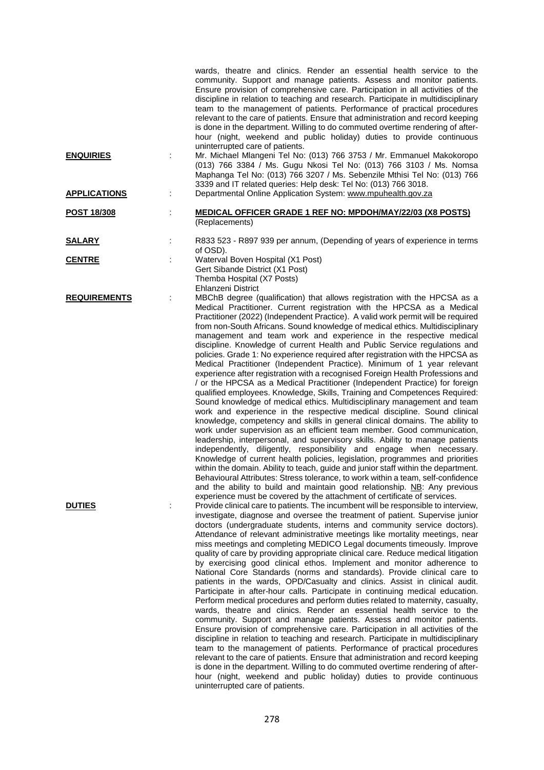wards, theatre and clinics. Render an essential health service to the community. Support and manage patients. Assess and monitor patients. Ensure provision of comprehensive care. Participation in all activities of the discipline in relation to teaching and research. Participate in multidisciplinary team to the management of patients. Performance of practical procedures relevant to the care of patients. Ensure that administration and record keeping is done in the department. Willing to do commuted overtime rendering of after-hour (night, weekend and public holiday) duties to provide continuous uninterrupted care of patients.

**ENQUIRIES** : Mr. Michael Mlangeni Tel No: (013) 766 3753 / Mr. Emmanuel Makokoropo (013) 766 3384 / Ms. Gugu Nkosi Tel No: (013) 766 3103 / Ms. Nomsa Maphanga Tel No: (013) 766 3207 / Ms. Sebenzile Mthisi Tel No: (013) 766 3339 and IT related queries: Help desk: Tel No: (013) 766 3018.

**APPLICATIONS** : Departmental Online Application System: www.mpuhealth.gov.za

**POST 18/308** : **MEDICAL OFFICER GRADE 1 REF NO: MPDOH/MAY/22/03 (X8 POSTS)**
(Replacements)

**SALARY** : R833 523 - R897 939 per annum, (Depending of years of experience in terms of OSD).

**CENTRE** : Waterval Boven Hospital (X1 Post)
Gert Sibande District (X1 Post)
Themba Hospital (X7 Posts)
Ehlanzeni District

**REQUIREMENTS** : MBChB degree (qualification) that allows registration with the HPCSA as a Medical Practitioner. Current registration with the HPCSA as a Medical Practitioner (2022) (Independent Practice). A valid work permit will be required from non-South Africans. Sound knowledge of medical ethics. Multidisciplinary management and team work and experience in the respective medical discipline. Knowledge of current Health and Public Service regulations and policies. Grade 1: No experience required after registration with the HPCSA as Medical Practitioner (Independent Practice). Minimum of 1 year relevant experience after registration with a recognised Foreign Health Professions and / or the HPCSA as a Medical Practitioner (Independent Practice) for foreign qualified employees. Knowledge, Skills, Training and Competences Required: Sound knowledge of medical ethics. Multidisciplinary management and team work and experience in the respective medical discipline. Sound clinical knowledge, competency and skills in general clinical domains. The ability to work under supervision as an efficient team member. Good communication, leadership, interpersonal, and supervisory skills. Ability to manage patients independently, diligently, responsibility and engage when necessary. Knowledge of current health policies, legislation, programmes and priorities within the domain. Ability to teach, guide and junior staff within the department. Behavioural Attributes: Stress tolerance, to work within a team, self-confidence and the ability to build and maintain good relationship. NB: Any previous experience must be covered by the attachment of certificate of services.

**DUTIES** : Provide clinical care to patients. The incumbent will be responsible to interview, investigate, diagnose and oversee the treatment of patient. Supervise junior doctors (undergraduate students, interns and community service doctors). Attendance of relevant administrative meetings like mortality meetings, near miss meetings and completing MEDICO Legal documents timeously. Improve quality of care by providing appropriate clinical care. Reduce medical litigation by exercising good clinical ethos. Implement and monitor adherence to National Core Standards (norms and standards). Provide clinical care to patients in the wards, OPD/Casualty and clinics. Assist in clinical audit. Participate in after-hour calls. Participate in continuing medical education. Perform medical procedures and perform duties related to maternity, casualty, wards, theatre and clinics. Render an essential health service to the community. Support and manage patients. Assess and monitor patients. Ensure provision of comprehensive care. Participation in all activities of the discipline in relation to teaching and research. Participate in multidisciplinary team to the management of patients. Performance of practical procedures relevant to the care of patients. Ensure that administration and record keeping is done in the department. Willing to do commuted overtime rendering of after-hour (night, weekend and public holiday) duties to provide continuous uninterrupted care of patients.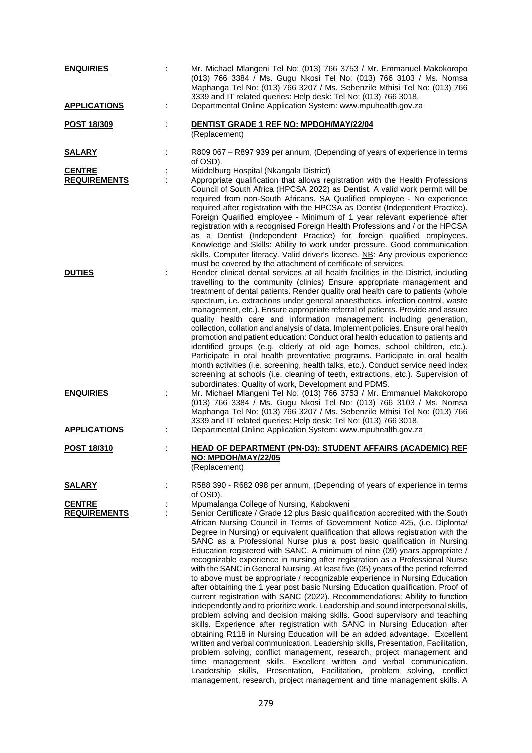**ENQUIRIES** : Mr. Michael Mlangeni Tel No: (013) 766 3753 / Mr. Emmanuel Makokoropo (013) 766 3384 / Ms. Gugu Nkosi Tel No: (013) 766 3103 / Ms. Nomsa Maphanga Tel No: (013) 766 3207 / Ms. Sebenzile Mthisi Tel No: (013) 766 3339 and IT related queries: Help desk: Tel No: (013) 766 3018.

**APPLICATIONS** : Departmental Online Application System: www.mpuhealth.gov.za

**POST 18/309** : **DENTIST GRADE 1 REF NO: MPDOH/MAY/22/04**
(Replacement)

**SALARY** : R809 067 – R897 939 per annum, (Depending of years of experience in terms of OSD).

**CENTRE** : Middelburg Hospital (Nkangala District)

**REQUIREMENTS** : Appropriate qualification that allows registration with the Health Professions Council of South Africa (HPCSA 2022) as Dentist. A valid work permit will be required from non-South Africans. SA Qualified employee - No experience required after registration with the HPCSA as Dentist (Independent Practice). Foreign Qualified employee - Minimum of 1 year relevant experience after registration with a recognised Foreign Health Professions and / or the HPCSA as a Dentist (Independent Practice) for foreign qualified employees. Knowledge and Skills: Ability to work under pressure. Good communication skills. Computer literacy. Valid driver's license. NB: Any previous experience must be covered by the attachment of certificate of services.

**DUTIES** : Render clinical dental services at all health facilities in the District, including travelling to the community (clinics) Ensure appropriate management and treatment of dental patients. Render quality oral health care to patients (whole spectrum, i.e. extractions under general anaesthetics, infection control, waste management, etc.). Ensure appropriate referral of patients. Provide and assure quality health care and information management including generation, collection, collation and analysis of data. Implement policies. Ensure oral health promotion and patient education: Conduct oral health education to patients and identified groups (e.g. elderly at old age homes, school children, etc.). Participate in oral health preventative programs. Participate in oral health month activities (i.e. screening, health talks, etc.). Conduct service need index screening at schools (i.e. cleaning of teeth, extractions, etc.). Supervision of subordinates: Quality of work, Development and PDMS.

**ENQUIRIES** : Mr. Michael Mlangeni Tel No: (013) 766 3753 / Mr. Emmanuel Makokoropo (013) 766 3384 / Ms. Gugu Nkosi Tel No: (013) 766 3103 / Ms. Nomsa Maphanga Tel No: (013) 766 3207 / Ms. Sebenzile Mthisi Tel No: (013) 766 3339 and IT related queries: Help desk: Tel No: (013) 766 3018.

**APPLICATIONS** : Departmental Online Application System: www.mpuhealth.gov.za

**POST 18/310** : **HEAD OF DEPARTMENT (PN-D3): STUDENT AFFAIRS (ACADEMIC) REF NO: MPDOH/MAY/22/05**
(Replacement)

**SALARY** : R588 390 - R682 098 per annum, (Depending of years of experience in terms of OSD).

**CENTRE** : Mpumalanga College of Nursing, Kabokweni

**REQUIREMENTS** : Senior Certificate / Grade 12 plus Basic qualification accredited with the South African Nursing Council in Terms of Government Notice 425, (i.e. Diploma/ Degree in Nursing) or equivalent qualification that allows registration with the SANC as a Professional Nurse plus a post basic qualification in Nursing Education registered with SANC. A minimum of nine (09) years appropriate / recognizable experience in nursing after registration as a Professional Nurse with the SANC in General Nursing. At least five (05) years of the period referred to above must be appropriate / recognizable experience in Nursing Education after obtaining the 1 year post basic Nursing Education qualification. Proof of current registration with SANC (2022). Recommendations: Ability to function independently and to prioritize work. Leadership and sound interpersonal skills, problem solving and decision making skills. Good supervisory and teaching skills. Experience after registration with SANC in Nursing Education after obtaining R118 in Nursing Education will be an added advantage. Excellent written and verbal communication. Leadership skills, Presentation, Facilitation, problem solving, conflict management, research, project management and time management skills. Excellent written and verbal communication. Leadership skills, Presentation, Facilitation, problem solving, conflict management, research, project management and time management skills. A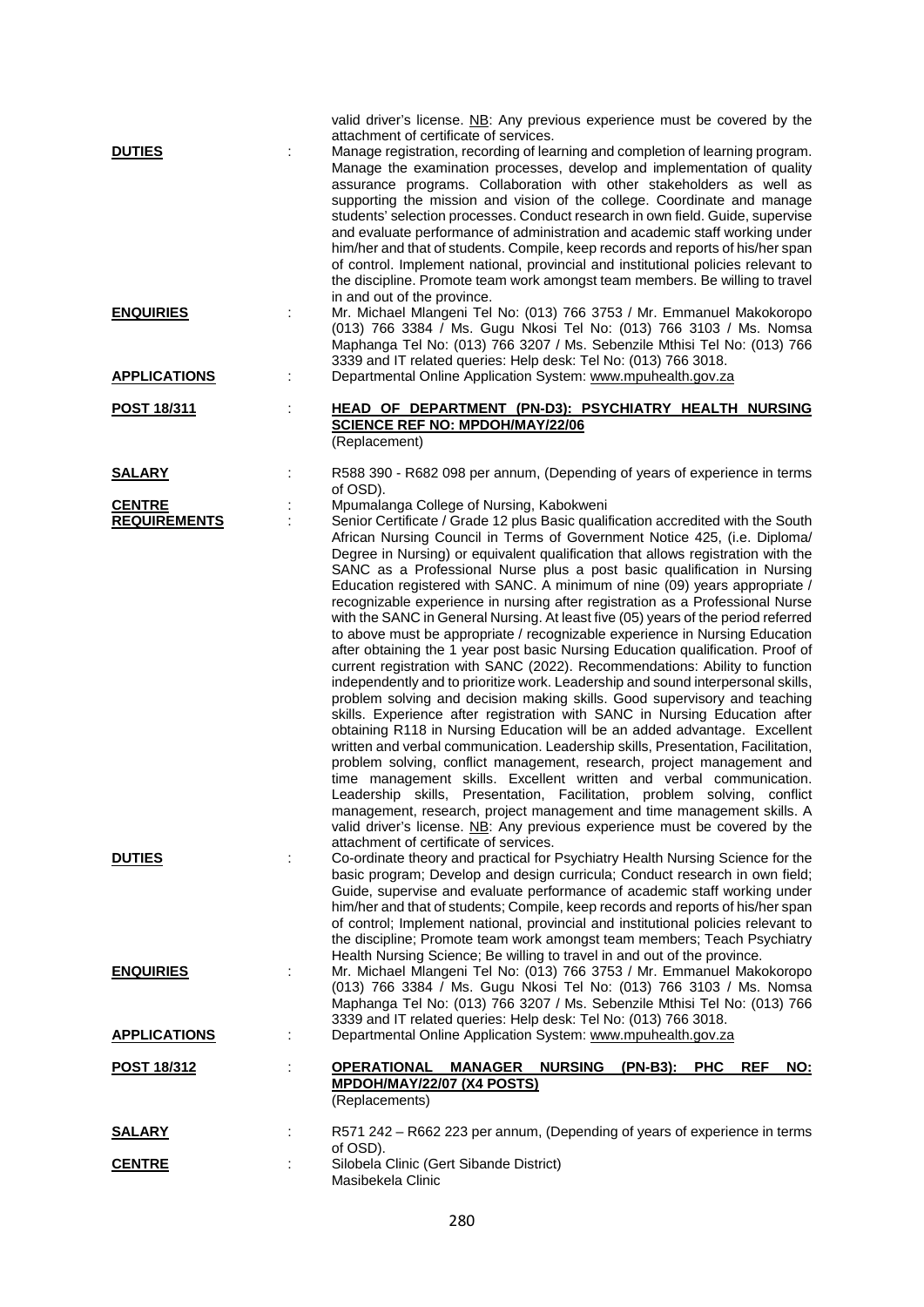valid driver's license. NB: Any previous experience must be covered by the attachment of certificate of services.

**DUTIES** : Manage registration, recording of learning and completion of learning program. Manage the examination processes, develop and implementation of quality assurance programs. Collaboration with other stakeholders as well as supporting the mission and vision of the college. Coordinate and manage students' selection processes. Conduct research in own field. Guide, supervise and evaluate performance of administration and academic staff working under him/her and that of students. Compile, keep records and reports of his/her span of control. Implement national, provincial and institutional policies relevant to the discipline. Promote team work amongst team members. Be willing to travel in and out of the province.

**ENQUIRIES** : Mr. Michael Mlangeni Tel No: (013) 766 3753 / Mr. Emmanuel Makokoropo (013) 766 3384 / Ms. Gugu Nkosi Tel No: (013) 766 3103 / Ms. Nomsa Maphanga Tel No: (013) 766 3207 / Ms. Sebenzile Mthisi Tel No: (013) 766 3339 and IT related queries: Help desk: Tel No: (013) 766 3018.

**APPLICATIONS** : Departmental Online Application System: www.mpuhealth.gov.za

**POST 18/311** : **HEAD OF DEPARTMENT (PN-D3): PSYCHIATRY HEALTH NURSING SCIENCE REF NO: MPDOH/MAY/22/06**
(Replacement)

**SALARY** : R588 390 - R682 098 per annum, (Depending of years of experience in terms of OSD).

**CENTRE** : Mpumalanga College of Nursing, Kabokweni

**REQUIREMENTS** : Senior Certificate / Grade 12 plus Basic qualification accredited with the South African Nursing Council in Terms of Government Notice 425, (i.e. Diploma/ Degree in Nursing) or equivalent qualification that allows registration with the SANC as a Professional Nurse plus a post basic qualification in Nursing Education registered with SANC. A minimum of nine (09) years appropriate / recognizable experience in nursing after registration as a Professional Nurse with the SANC in General Nursing. At least five (05) years of the period referred to above must be appropriate / recognizable experience in Nursing Education after obtaining the 1 year post basic Nursing Education qualification. Proof of current registration with SANC (2022). Recommendations: Ability to function independently and to prioritize work. Leadership and sound interpersonal skills, problem solving and decision making skills. Good supervisory and teaching skills. Experience after registration with SANC in Nursing Education after obtaining R118 in Nursing Education will be an added advantage. Excellent written and verbal communication. Leadership skills, Presentation, Facilitation, problem solving, conflict management, research, project management and time management skills. Excellent written and verbal communication. Leadership skills, Presentation, Facilitation, problem solving, conflict management, research, project management and time management skills. A valid driver's license. NB: Any previous experience must be covered by the attachment of certificate of services.

**DUTIES** : Co-ordinate theory and practical for Psychiatry Health Nursing Science for the basic program; Develop and design curricula; Conduct research in own field; Guide, supervise and evaluate performance of academic staff working under him/her and that of students; Compile, keep records and reports of his/her span of control; Implement national, provincial and institutional policies relevant to the discipline; Promote team work amongst team members; Teach Psychiatry Health Nursing Science; Be willing to travel in and out of the province.

**ENQUIRIES** : Mr. Michael Mlangeni Tel No: (013) 766 3753 / Mr. Emmanuel Makokoropo (013) 766 3384 / Ms. Gugu Nkosi Tel No: (013) 766 3103 / Ms. Nomsa Maphanga Tel No: (013) 766 3207 / Ms. Sebenzile Mthisi Tel No: (013) 766 3339 and IT related queries: Help desk: Tel No: (013) 766 3018.

**APPLICATIONS** : Departmental Online Application System: www.mpuhealth.gov.za

**POST 18/312** : **OPERATIONAL MANAGER NURSING (PN-B3): PHC REF NO: MPDOH/MAY/22/07 (X4 POSTS)**
(Replacements)

**SALARY** : R571 242 – R662 223 per annum, (Depending of years of experience in terms of OSD).

**CENTRE** : Silobela Clinic (Gert Sibande District)
Masibekela Clinic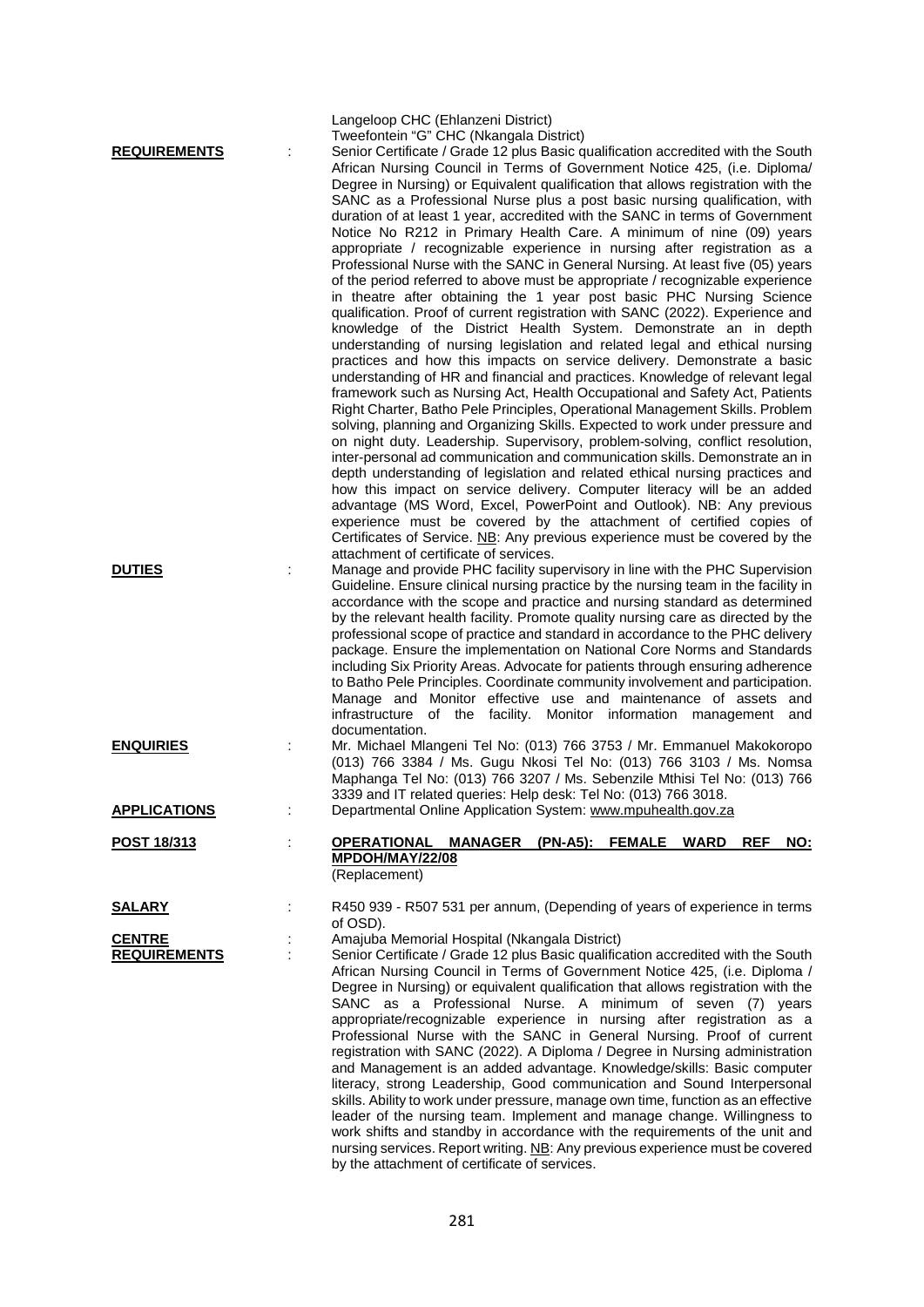Langeloop CHC (Ehlanzeni District)
Tweefontein "G" CHC (Nkangala District)

**REQUIREMENTS** : Senior Certificate / Grade 12 plus Basic qualification accredited with the South African Nursing Council in Terms of Government Notice 425, (i.e. Diploma/ Degree in Nursing) or Equivalent qualification that allows registration with the SANC as a Professional Nurse plus a post basic nursing qualification, with duration of at least 1 year, accredited with the SANC in terms of Government Notice No R212 in Primary Health Care. A minimum of nine (09) years appropriate / recognizable experience in nursing after registration as a Professional Nurse with the SANC in General Nursing. At least five (05) years of the period referred to above must be appropriate / recognizable experience in theatre after obtaining the 1 year post basic PHC Nursing Science qualification. Proof of current registration with SANC (2022). Experience and knowledge of the District Health System. Demonstrate an in depth understanding of nursing legislation and related legal and ethical nursing practices and how this impacts on service delivery. Demonstrate a basic understanding of HR and financial and practices. Knowledge of relevant legal framework such as Nursing Act, Health Occupational and Safety Act, Patients Right Charter, Batho Pele Principles, Operational Management Skills. Problem solving, planning and Organizing Skills. Expected to work under pressure and on night duty. Leadership. Supervisory, problem-solving, conflict resolution, inter-personal ad communication and communication skills. Demonstrate an in depth understanding of legislation and related ethical nursing practices and how this impact on service delivery. Computer literacy will be an added advantage (MS Word, Excel, PowerPoint and Outlook). NB: Any previous experience must be covered by the attachment of certified copies of Certificates of Service. NB: Any previous experience must be covered by the attachment of certificate of services.

**DUTIES** : Manage and provide PHC facility supervisory in line with the PHC Supervision Guideline. Ensure clinical nursing practice by the nursing team in the facility in accordance with the scope and practice and nursing standard as determined by the relevant health facility. Promote quality nursing care as directed by the professional scope of practice and standard in accordance to the PHC delivery package. Ensure the implementation on National Core Norms and Standards including Six Priority Areas. Advocate for patients through ensuring adherence to Batho Pele Principles. Coordinate community involvement and participation. Manage and Monitor effective use and maintenance of assets and infrastructure of the facility. Monitor information management and documentation.

**ENQUIRIES** : Mr. Michael Mlangeni Tel No: (013) 766 3753 / Mr. Emmanuel Makokoropo (013) 766 3384 / Ms. Gugu Nkosi Tel No: (013) 766 3103 / Ms. Nomsa Maphanga Tel No: (013) 766 3207 / Ms. Sebenzile Mthisi Tel No: (013) 766 3339 and IT related queries: Help desk: Tel No: (013) 766 3018.

**APPLICATIONS** : Departmental Online Application System: www.mpuhealth.gov.za

## POST 18/313 : OPERATIONAL MANAGER (PN-A5): FEMALE WARD REF NO: MPDOH/MAY/22/08

(Replacement)

**SALARY** : R450 939 - R507 531 per annum, (Depending of years of experience in terms of OSD).

**CENTRE** : Amajuba Memorial Hospital (Nkangala District)

**REQUIREMENTS** : Senior Certificate / Grade 12 plus Basic qualification accredited with the South African Nursing Council in Terms of Government Notice 425, (i.e. Diploma / Degree in Nursing) or equivalent qualification that allows registration with the SANC as a Professional Nurse. A minimum of seven (7) years appropriate/recognizable experience in nursing after registration as a Professional Nurse with the SANC in General Nursing. Proof of current registration with SANC (2022). A Diploma / Degree in Nursing administration and Management is an added advantage. Knowledge/skills: Basic computer literacy, strong Leadership, Good communication and Sound Interpersonal skills. Ability to work under pressure, manage own time, function as an effective leader of the nursing team. Implement and manage change. Willingness to work shifts and standby in accordance with the requirements of the unit and nursing services. Report writing. NB: Any previous experience must be covered by the attachment of certificate of services.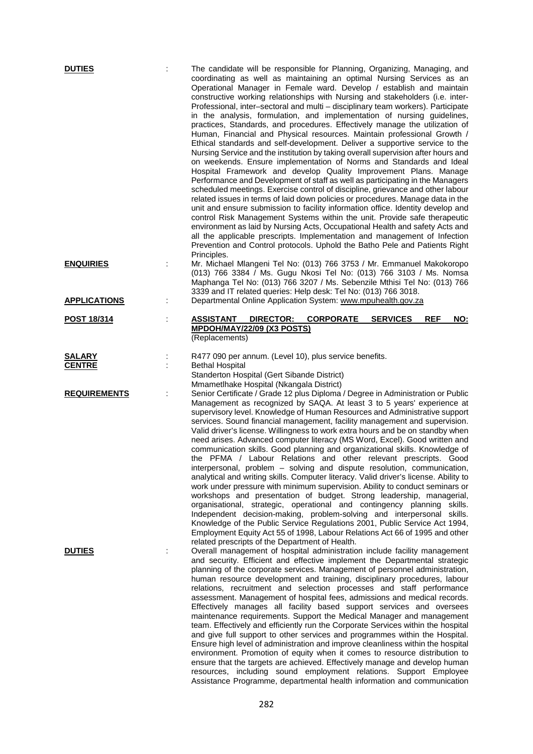**DUTIES** : The candidate will be responsible for Planning, Organizing, Managing, and coordinating as well as maintaining an optimal Nursing Services as an Operational Manager in Female ward. Develop / establish and maintain constructive working relationships with Nursing and stakeholders (i.e. inter-Professional, inter–sectoral and multi – disciplinary team workers). Participate in the analysis, formulation, and implementation of nursing guidelines, practices, Standards, and procedures. Effectively manage the utilization of Human, Financial and Physical resources. Maintain professional Growth / Ethical standards and self-development. Deliver a supportive service to the Nursing Service and the institution by taking overall supervision after hours and on weekends. Ensure implementation of Norms and Standards and Ideal Hospital Framework and develop Quality Improvement Plans. Manage Performance and Development of staff as well as participating in the Managers scheduled meetings. Exercise control of discipline, grievance and other labour related issues in terms of laid down policies or procedures. Manage data in the unit and ensure submission to facility information office. Identity develop and control Risk Management Systems within the unit. Provide safe therapeutic environment as laid by Nursing Acts, Occupational Health and safety Acts and all the applicable prescripts. Implementation and management of Infection Prevention and Control protocols. Uphold the Batho Pele and Patients Right Principles.

**ENQUIRIES** : Mr. Michael Mlangeni Tel No: (013) 766 3753 / Mr. Emmanuel Makokoropo (013) 766 3384 / Ms. Gugu Nkosi Tel No: (013) 766 3103 / Ms. Nomsa Maphanga Tel No: (013) 766 3207 / Ms. Sebenzile Mthisi Tel No: (013) 766 3339 and IT related queries: Help desk: Tel No: (013) 766 3018.

**APPLICATIONS** : Departmental Online Application System: www.mpuhealth.gov.za

**POST 18/314** : **ASSISTANT DIRECTOR: CORPORATE SERVICES REF NO: MPDOH/MAY/22/09 (X3 POSTS)**
(Replacements)

**SALARY** : R477 090 per annum. (Level 10), plus service benefits.

**CENTRE** : Bethal Hospital
Standerton Hospital (Gert Sibande District)
Mmametlhake Hospital (Nkangala District)

**REQUIREMENTS** : Senior Certificate / Grade 12 plus Diploma / Degree in Administration or Public Management as recognized by SAQA. At least 3 to 5 years' experience at supervisory level. Knowledge of Human Resources and Administrative support services. Sound financial management, facility management and supervision. Valid driver's license. Willingness to work extra hours and be on standby when need arises. Advanced computer literacy (MS Word, Excel). Good written and communication skills. Good planning and organizational skills. Knowledge of the PFMA / Labour Relations and other relevant prescripts. Good interpersonal, problem – solving and dispute resolution, communication, analytical and writing skills. Computer literacy. Valid driver's license. Ability to work under pressure with minimum supervision. Ability to conduct seminars or workshops and presentation of budget. Strong leadership, managerial, organisational, strategic, operational and contingency planning skills. Independent decision-making, problem-solving and interpersonal skills. Knowledge of the Public Service Regulations 2001, Public Service Act 1994, Employment Equity Act 55 of 1998, Labour Relations Act 66 of 1995 and other related prescripts of the Department of Health.

**DUTIES** : Overall management of hospital administration include facility management and security. Efficient and effective implement the Departmental strategic planning of the corporate services. Management of personnel administration, human resource development and training, disciplinary procedures, labour relations, recruitment and selection processes and staff performance assessment. Management of hospital fees, admissions and medical records. Effectively manages all facility based support services and oversees maintenance requirements. Support the Medical Manager and management team. Effectively and efficiently run the Corporate Services within the hospital and give full support to other services and programmes within the Hospital. Ensure high level of administration and improve cleanliness within the hospital environment. Promotion of equity when it comes to resource distribution to ensure that the targets are achieved. Effectively manage and develop human resources, including sound employment relations. Support Employee Assistance Programme, departmental health information and communication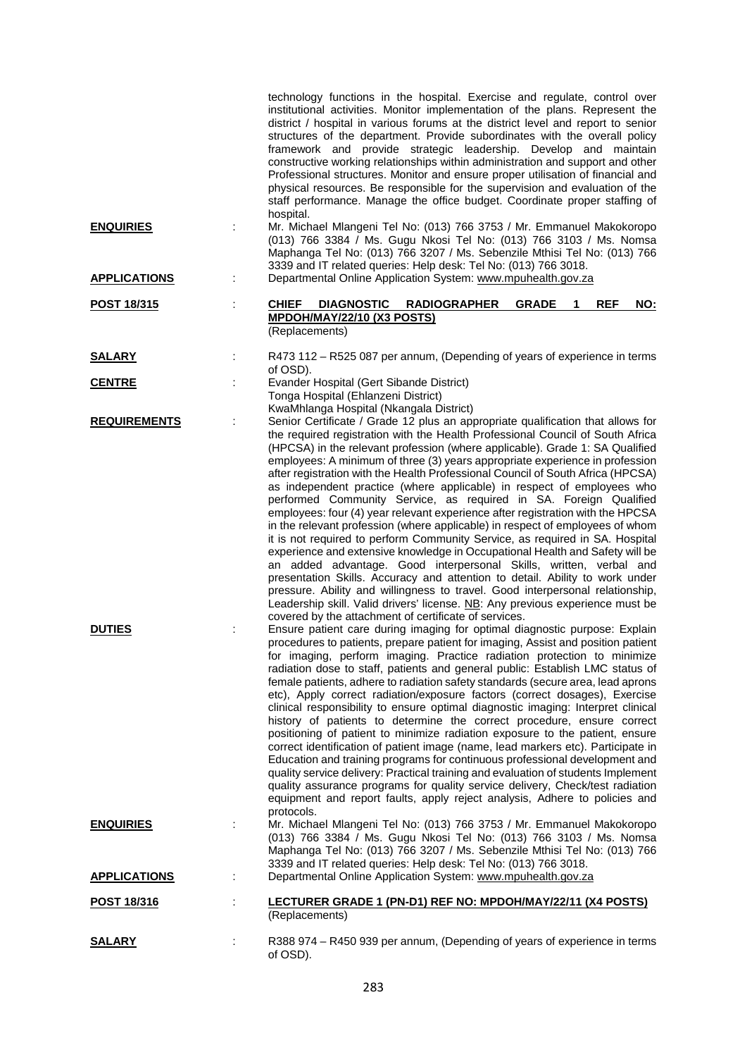technology functions in the hospital. Exercise and regulate, control over institutional activities. Monitor implementation of the plans. Represent the district / hospital in various forums at the district level and report to senior structures of the department. Provide subordinates with the overall policy framework and provide strategic leadership. Develop and maintain constructive working relationships within administration and support and other Professional structures. Monitor and ensure proper utilisation of financial and physical resources. Be responsible for the supervision and evaluation of the staff performance. Manage the office budget. Coordinate proper staffing of hospital.

**ENQUIRIES** : Mr. Michael Mlangeni Tel No: (013) 766 3753 / Mr. Emmanuel Makokoropo (013) 766 3384 / Ms. Gugu Nkosi Tel No: (013) 766 3103 / Ms. Nomsa Maphanga Tel No: (013) 766 3207 / Ms. Sebenzile Mthisi Tel No: (013) 766 3339 and IT related queries: Help desk: Tel No: (013) 766 3018.

**APPLICATIONS** : Departmental Online Application System: www.mpuhealth.gov.za

**POST 18/315** : **CHIEF DIAGNOSTIC RADIOGRAPHER GRADE 1 REF NO: MPDOH/MAY/22/10 (X3 POSTS)**
(Replacements)

**SALARY** : R473 112 – R525 087 per annum, (Depending of years of experience in terms of OSD).

**CENTRE** : Evander Hospital (Gert Sibande District)
Tonga Hospital (Ehlanzeni District)
KwaMhlanga Hospital (Nkangala District)

**REQUIREMENTS** : Senior Certificate / Grade 12 plus an appropriate qualification that allows for the required registration with the Health Professional Council of South Africa (HPCSA) in the relevant profession (where applicable). Grade 1: SA Qualified employees: A minimum of three (3) years appropriate experience in profession after registration with the Health Professional Council of South Africa (HPCSA) as independent practice (where applicable) in respect of employees who performed Community Service, as required in SA. Foreign Qualified employees: four (4) year relevant experience after registration with the HPCSA in the relevant profession (where applicable) in respect of employees of whom it is not required to perform Community Service, as required in SA. Hospital experience and extensive knowledge in Occupational Health and Safety will be an added advantage. Good interpersonal Skills, written, verbal and presentation Skills. Accuracy and attention to detail. Ability to work under pressure. Ability and willingness to travel. Good interpersonal relationship, Leadership skill. Valid drivers' license. NB: Any previous experience must be covered by the attachment of certificate of services.

**DUTIES** : Ensure patient care during imaging for optimal diagnostic purpose: Explain procedures to patients, prepare patient for imaging, Assist and position patient for imaging, perform imaging. Practice radiation protection to minimize radiation dose to staff, patients and general public: Establish LMC status of female patients, adhere to radiation safety standards (secure area, lead aprons etc), Apply correct radiation/exposure factors (correct dosages), Exercise clinical responsibility to ensure optimal diagnostic imaging: Interpret clinical history of patients to determine the correct procedure, ensure correct positioning of patient to minimize radiation exposure to the patient, ensure correct identification of patient image (name, lead markers etc). Participate in Education and training programs for continuous professional development and quality service delivery: Practical training and evaluation of students Implement quality assurance programs for quality service delivery, Check/test radiation equipment and report faults, apply reject analysis, Adhere to policies and protocols.

**ENQUIRIES** : Mr. Michael Mlangeni Tel No: (013) 766 3753 / Mr. Emmanuel Makokoropo (013) 766 3384 / Ms. Gugu Nkosi Tel No: (013) 766 3103 / Ms. Nomsa Maphanga Tel No: (013) 766 3207 / Ms. Sebenzile Mthisi Tel No: (013) 766 3339 and IT related queries: Help desk: Tel No: (013) 766 3018.

**APPLICATIONS** : Departmental Online Application System: www.mpuhealth.gov.za

**POST 18/316** : **LECTURER GRADE 1 (PN-D1) REF NO: MPDOH/MAY/22/11 (X4 POSTS)**
(Replacements)

**SALARY** : R388 974 – R450 939 per annum, (Depending of years of experience in terms of OSD).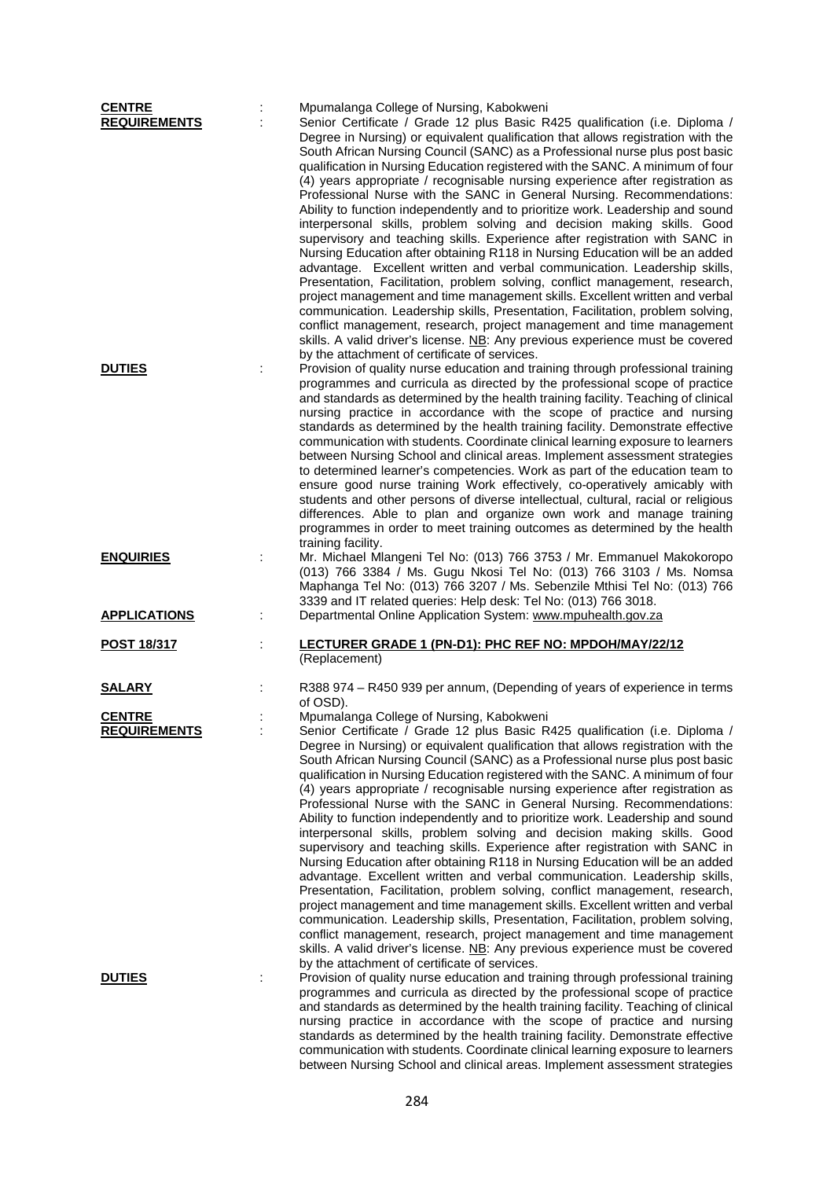**CENTRE** : Mpumalanga College of Nursing, Kabokweni

**REQUIREMENTS** : Senior Certificate / Grade 12 plus Basic R425 qualification (i.e. Diploma / Degree in Nursing) or equivalent qualification that allows registration with the South African Nursing Council (SANC) as a Professional nurse plus post basic qualification in Nursing Education registered with the SANC. A minimum of four (4) years appropriate / recognisable nursing experience after registration as Professional Nurse with the SANC in General Nursing. Recommendations: Ability to function independently and to prioritize work. Leadership and sound interpersonal skills, problem solving and decision making skills. Good supervisory and teaching skills. Experience after registration with SANC in Nursing Education after obtaining R118 in Nursing Education will be an added advantage. Excellent written and verbal communication. Leadership skills, Presentation, Facilitation, problem solving, conflict management, research, project management and time management skills. Excellent written and verbal communication. Leadership skills, Presentation, Facilitation, problem solving, conflict management, research, project management and time management skills. A valid driver's license. NB: Any previous experience must be covered by the attachment of certificate of services.

**DUTIES** : Provision of quality nurse education and training through professional training programmes and curricula as directed by the professional scope of practice and standards as determined by the health training facility. Teaching of clinical nursing practice in accordance with the scope of practice and nursing standards as determined by the health training facility. Demonstrate effective communication with students. Coordinate clinical learning exposure to learners between Nursing School and clinical areas. Implement assessment strategies to determined learner's competencies. Work as part of the education team to ensure good nurse training Work effectively, co-operatively amicably with students and other persons of diverse intellectual, cultural, racial or religious differences. Able to plan and organize own work and manage training programmes in order to meet training outcomes as determined by the health training facility.

**ENQUIRIES** : Mr. Michael Mlangeni Tel No: (013) 766 3753 / Mr. Emmanuel Makokoropo (013) 766 3384 / Ms. Gugu Nkosi Tel No: (013) 766 3103 / Ms. Nomsa Maphanga Tel No: (013) 766 3207 / Ms. Sebenzile Mthisi Tel No: (013) 766 3339 and IT related queries: Help desk: Tel No: (013) 766 3018.

**APPLICATIONS** : Departmental Online Application System: www.mpuhealth.gov.za

**POST 18/317** : **LECTURER GRADE 1 (PN-D1): PHC REF NO: MPDOH/MAY/22/12**
(Replacement)

**SALARY** : R388 974 – R450 939 per annum, (Depending of years of experience in terms of OSD).

**CENTRE** : Mpumalanga College of Nursing, Kabokweni

**REQUIREMENTS** : Senior Certificate / Grade 12 plus Basic R425 qualification (i.e. Diploma / Degree in Nursing) or equivalent qualification that allows registration with the South African Nursing Council (SANC) as a Professional nurse plus post basic qualification in Nursing Education registered with the SANC. A minimum of four (4) years appropriate / recognisable nursing experience after registration as Professional Nurse with the SANC in General Nursing. Recommendations: Ability to function independently and to prioritize work. Leadership and sound interpersonal skills, problem solving and decision making skills. Good supervisory and teaching skills. Experience after registration with SANC in Nursing Education after obtaining R118 in Nursing Education will be an added advantage. Excellent written and verbal communication. Leadership skills, Presentation, Facilitation, problem solving, conflict management, research, project management and time management skills. Excellent written and verbal communication. Leadership skills, Presentation, Facilitation, problem solving, conflict management, research, project management and time management skills. A valid driver's license. NB: Any previous experience must be covered by the attachment of certificate of services.

**DUTIES** : Provision of quality nurse education and training through professional training programmes and curricula as directed by the professional scope of practice and standards as determined by the health training facility. Teaching of clinical nursing practice in accordance with the scope of practice and nursing standards as determined by the health training facility. Demonstrate effective communication with students. Coordinate clinical learning exposure to learners between Nursing School and clinical areas. Implement assessment strategies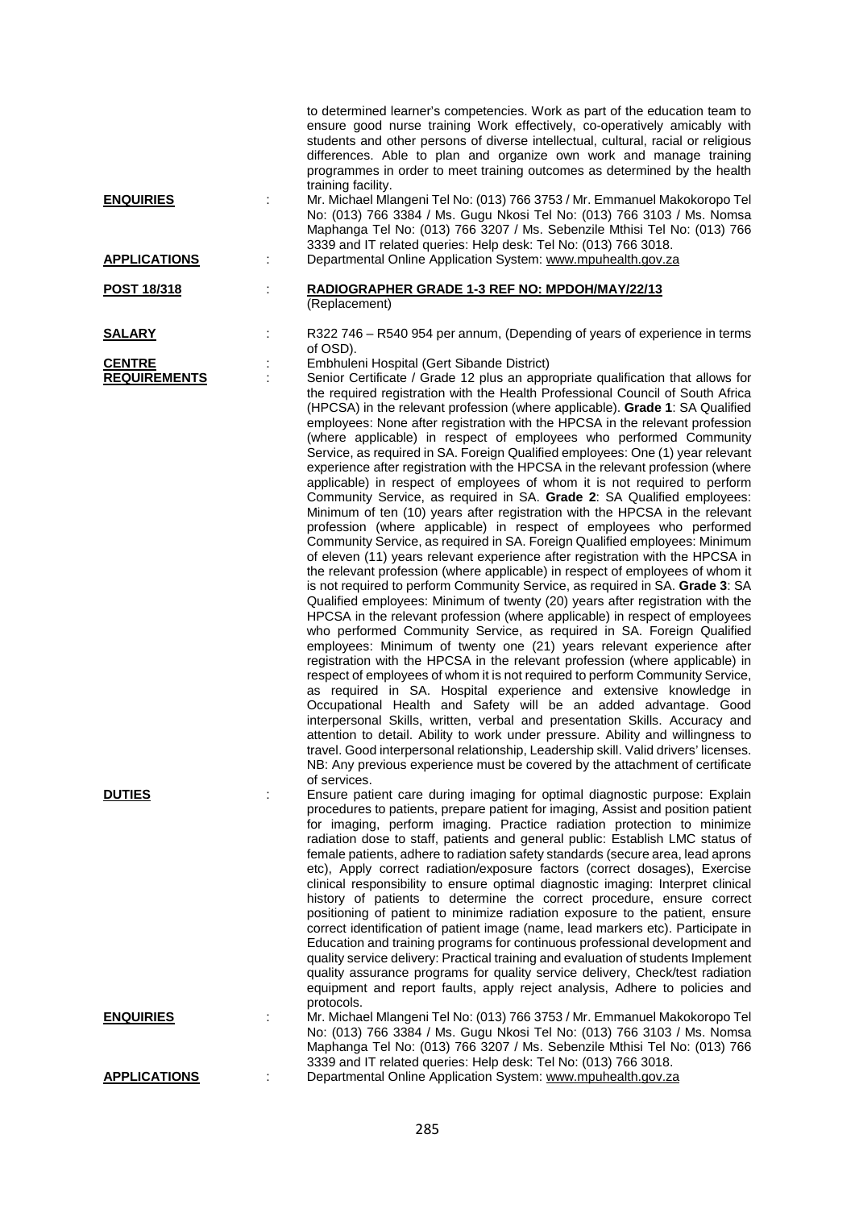to determined learner's competencies. Work as part of the education team to ensure good nurse training Work effectively, co-operatively amicably with students and other persons of diverse intellectual, cultural, racial or religious differences. Able to plan and organize own work and manage training programmes in order to meet training outcomes as determined by the health training facility.

**ENQUIRIES** : Mr. Michael Mlangeni Tel No: (013) 766 3753 / Mr. Emmanuel Makokoropo Tel No: (013) 766 3384 / Ms. Gugu Nkosi Tel No: (013) 766 3103 / Ms. Nomsa Maphanga Tel No: (013) 766 3207 / Ms. Sebenzile Mthisi Tel No: (013) 766 3339 and IT related queries: Help desk: Tel No: (013) 766 3018.

**APPLICATIONS** : Departmental Online Application System: www.mpuhealth.gov.za

**POST 18/318** : **RADIOGRAPHER GRADE 1-3 REF NO: MPDOH/MAY/22/13**
(Replacement)

**SALARY** : R322 746 – R540 954 per annum, (Depending of years of experience in terms of OSD).

**CENTRE** : Embhuleni Hospital (Gert Sibande District)

**REQUIREMENTS** : Senior Certificate / Grade 12 plus an appropriate qualification that allows for the required registration with the Health Professional Council of South Africa (HPCSA) in the relevant profession (where applicable). **Grade 1**: SA Qualified employees: None after registration with the HPCSA in the relevant profession (where applicable) in respect of employees who performed Community Service, as required in SA. Foreign Qualified employees: One (1) year relevant experience after registration with the HPCSA in the relevant profession (where applicable) in respect of employees of whom it is not required to perform Community Service, as required in SA. **Grade 2**: SA Qualified employees: Minimum of ten (10) years after registration with the HPCSA in the relevant profession (where applicable) in respect of employees who performed Community Service, as required in SA. Foreign Qualified employees: Minimum of eleven (11) years relevant experience after registration with the HPCSA in the relevant profession (where applicable) in respect of employees of whom it is not required to perform Community Service, as required in SA. **Grade 3**: SA Qualified employees: Minimum of twenty (20) years after registration with the HPCSA in the relevant profession (where applicable) in respect of employees who performed Community Service, as required in SA. Foreign Qualified employees: Minimum of twenty one (21) years relevant experience after registration with the HPCSA in the relevant profession (where applicable) in respect of employees of whom it is not required to perform Community Service, as required in SA. Hospital experience and extensive knowledge in Occupational Health and Safety will be an added advantage. Good interpersonal Skills, written, verbal and presentation Skills. Accuracy and attention to detail. Ability to work under pressure. Ability and willingness to travel. Good interpersonal relationship, Leadership skill. Valid drivers' licenses. NB: Any previous experience must be covered by the attachment of certificate of services.

**DUTIES** : Ensure patient care during imaging for optimal diagnostic purpose: Explain procedures to patients, prepare patient for imaging, Assist and position patient for imaging, perform imaging. Practice radiation protection to minimize radiation dose to staff, patients and general public: Establish LMC status of female patients, adhere to radiation safety standards (secure area, lead aprons etc), Apply correct radiation/exposure factors (correct dosages), Exercise clinical responsibility to ensure optimal diagnostic imaging: Interpret clinical history of patients to determine the correct procedure, ensure correct positioning of patient to minimize radiation exposure to the patient, ensure correct identification of patient image (name, lead markers etc). Participate in Education and training programs for continuous professional development and quality service delivery: Practical training and evaluation of students Implement quality assurance programs for quality service delivery, Check/test radiation equipment and report faults, apply reject analysis, Adhere to policies and protocols.

**ENQUIRIES** : Mr. Michael Mlangeni Tel No: (013) 766 3753 / Mr. Emmanuel Makokoropo Tel No: (013) 766 3384 / Ms. Gugu Nkosi Tel No: (013) 766 3103 / Ms. Nomsa Maphanga Tel No: (013) 766 3207 / Ms. Sebenzile Mthisi Tel No: (013) 766 3339 and IT related queries: Help desk: Tel No: (013) 766 3018.

**APPLICATIONS** : Departmental Online Application System: www.mpuhealth.gov.za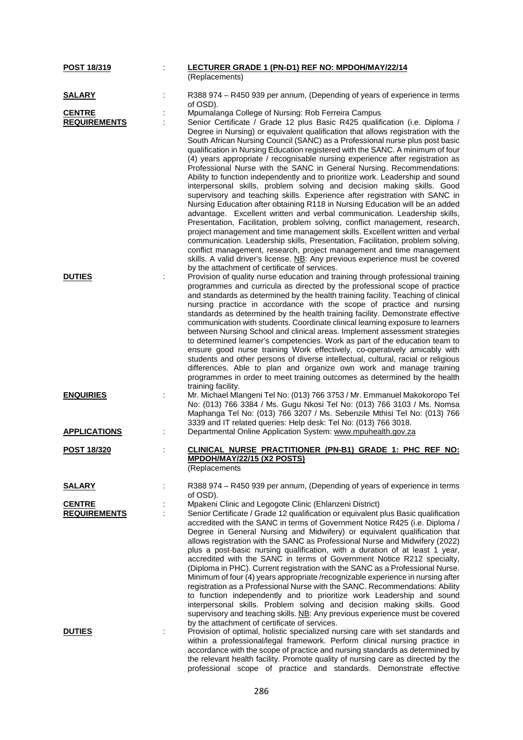**POST 18/319** : **LECTURER GRADE 1 (PN-D1) REF NO: MPDOH/MAY/22/14**
(Replacements)

**SALARY** : R388 974 – R450 939 per annum, (Depending of years of experience in terms of OSD).

**CENTRE** : Mpumalanga College of Nursing: Rob Ferreira Campus

**REQUIREMENTS** : Senior Certificate / Grade 12 plus Basic R425 qualification (i.e. Diploma / Degree in Nursing) or equivalent qualification that allows registration with the South African Nursing Council (SANC) as a Professional nurse plus post basic qualification in Nursing Education registered with the SANC. A minimum of four (4) years appropriate / recognisable nursing experience after registration as Professional Nurse with the SANC in General Nursing. Recommendations: Ability to function independently and to prioritize work. Leadership and sound interpersonal skills, problem solving and decision making skills. Good supervisory and teaching skills. Experience after registration with SANC in Nursing Education after obtaining R118 in Nursing Education will be an added advantage. Excellent written and verbal communication. Leadership skills, Presentation, Facilitation, problem solving, conflict management, research, project management and time management skills. Excellent written and verbal communication. Leadership skills, Presentation, Facilitation, problem solving, conflict management, research, project management and time management skills. A valid driver's license. NB: Any previous experience must be covered by the attachment of certificate of services.

**DUTIES** : Provision of quality nurse education and training through professional training programmes and curricula as directed by the professional scope of practice and standards as determined by the health training facility. Teaching of clinical nursing practice in accordance with the scope of practice and nursing standards as determined by the health training facility. Demonstrate effective communication with students. Coordinate clinical learning exposure to learners between Nursing School and clinical areas. Implement assessment strategies to determined learner's competencies. Work as part of the education team to ensure good nurse training Work effectively, co-operatively amicably with students and other persons of diverse intellectual, cultural, racial or religious differences. Able to plan and organize own work and manage training programmes in order to meet training outcomes as determined by the health training facility.

**ENQUIRIES** : Mr. Michael Mlangeni Tel No: (013) 766 3753 / Mr. Emmanuel Makokoropo Tel No: (013) 766 3384 / Ms. Gugu Nkosi Tel No: (013) 766 3103 / Ms. Nomsa Maphanga Tel No: (013) 766 3207 / Ms. Sebenzile Mthisi Tel No: (013) 766 3339 and IT related queries: Help desk: Tel No: (013) 766 3018.

**APPLICATIONS** : Departmental Online Application System: www.mpuhealth.gov.za

**POST 18/320** : **CLINICAL NURSE PRACTITIONER (PN-B1) GRADE 1: PHC REF NO: MPDOH/MAY/22/15 (X2 POSTS)**
(Replacements

**SALARY** : R388 974 – R450 939 per annum, (Depending of years of experience in terms of OSD).

**CENTRE** : Mpakeni Clinic and Legogote Clinic (Ehlanzeni District)

**REQUIREMENTS** : Senior Certificate / Grade 12 qualification or equivalent plus Basic qualification accredited with the SANC in terms of Government Notice R425 (i.e. Diploma / Degree in General Nursing and Midwifery) or equivalent qualification that allows registration with the SANC as Professional Nurse and Midwifery (2022) plus a post-basic nursing qualification, with a duration of at least 1 year, accredited with the SANC in terms of Government Notice R212 specialty, (Diploma in PHC). Current registration with the SANC as a Professional Nurse. Minimum of four (4) years appropriate /recognizable experience in nursing after registration as a Professional Nurse with the SANC. Recommendations: Ability to function independently and to prioritize work Leadership and sound interpersonal skills. Problem solving and decision making skills. Good supervisory and teaching skills. NB: Any previous experience must be covered by the attachment of certificate of services.

**DUTIES** : Provision of optimal, holistic specialized nursing care with set standards and within a professional/legal framework. Perform clinical nursing practice in accordance with the scope of practice and nursing standards as determined by the relevant health facility. Promote quality of nursing care as directed by the professional scope of practice and standards. Demonstrate effective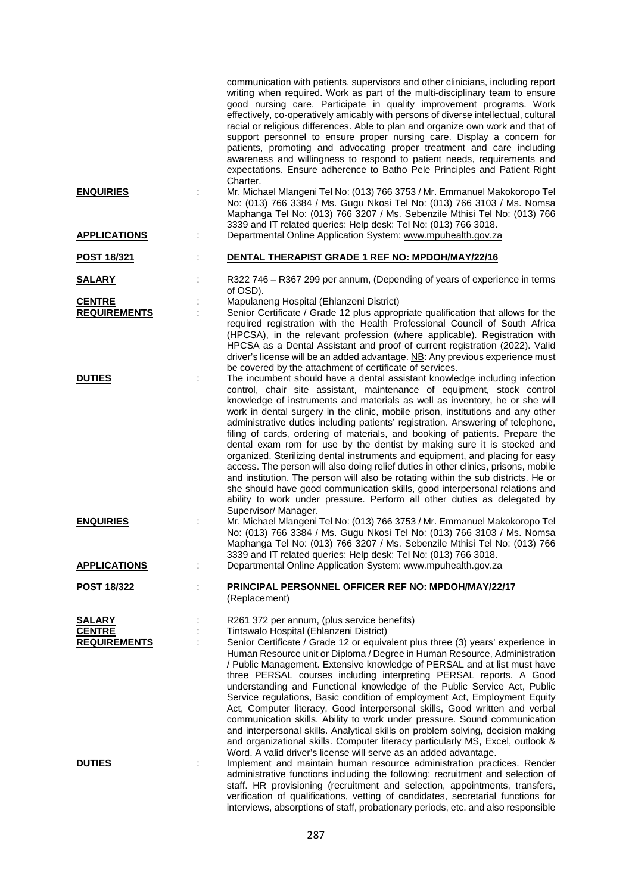communication with patients, supervisors and other clinicians, including report writing when required. Work as part of the multi-disciplinary team to ensure good nursing care. Participate in quality improvement programs. Work effectively, co-operatively amicably with persons of diverse intellectual, cultural racial or religious differences. Able to plan and organize own work and that of support personnel to ensure proper nursing care. Display a concern for patients, promoting and advocating proper treatment and care including awareness and willingness to respond to patient needs, requirements and expectations. Ensure adherence to Batho Pele Principles and Patient Right Charter.

**ENQUIRIES** : Mr. Michael Mlangeni Tel No: (013) 766 3753 / Mr. Emmanuel Makokoropo Tel No: (013) 766 3384 / Ms. Gugu Nkosi Tel No: (013) 766 3103 / Ms. Nomsa Maphanga Tel No: (013) 766 3207 / Ms. Sebenzile Mthisi Tel No: (013) 766 3339 and IT related queries: Help desk: Tel No: (013) 766 3018.

**APPLICATIONS** : Departmental Online Application System: www.mpuhealth.gov.za

**POST 18/321** : **DENTAL THERAPIST GRADE 1 REF NO: MPDOH/MAY/22/16**

**SALARY** : R322 746 – R367 299 per annum, (Depending of years of experience in terms of OSD).

**CENTRE** : Mapulaneng Hospital (Ehlanzeni District)

**REQUIREMENTS** : Senior Certificate / Grade 12 plus appropriate qualification that allows for the required registration with the Health Professional Council of South Africa (HPCSA), in the relevant profession (where applicable). Registration with HPCSA as a Dental Assistant and proof of current registration (2022). Valid driver's license will be an added advantage. NB: Any previous experience must be covered by the attachment of certificate of services.

**DUTIES** : The incumbent should have a dental assistant knowledge including infection control, chair site assistant, maintenance of equipment, stock control knowledge of instruments and materials as well as inventory, he or she will work in dental surgery in the clinic, mobile prison, institutions and any other administrative duties including patients' registration. Answering of telephone, filing of cards, ordering of materials, and booking of patients. Prepare the dental exam rom for use by the dentist by making sure it is stocked and organized. Sterilizing dental instruments and equipment, and placing for easy access. The person will also doing relief duties in other clinics, prisons, mobile and institution. The person will also be rotating within the sub districts. He or she should have good communication skills, good interpersonal relations and ability to work under pressure. Perform all other duties as delegated by Supervisor/ Manager.

**ENQUIRIES** : Mr. Michael Mlangeni Tel No: (013) 766 3753 / Mr. Emmanuel Makokoropo Tel No: (013) 766 3384 / Ms. Gugu Nkosi Tel No: (013) 766 3103 / Ms. Nomsa Maphanga Tel No: (013) 766 3207 / Ms. Sebenzile Mthisi Tel No: (013) 766 3339 and IT related queries: Help desk: Tel No: (013) 766 3018.

**APPLICATIONS** : Departmental Online Application System: www.mpuhealth.gov.za

**POST 18/322** : **PRINCIPAL PERSONNEL OFFICER REF NO: MPDOH/MAY/22/17**
(Replacement)

**SALARY** : R261 372 per annum, (plus service benefits)

**CENTRE** : Tintswalo Hospital (Ehlanzeni District)

**REQUIREMENTS** : Senior Certificate / Grade 12 or equivalent plus three (3) years' experience in Human Resource unit or Diploma / Degree in Human Resource, Administration / Public Management. Extensive knowledge of PERSAL and at list must have three PERSAL courses including interpreting PERSAL reports. A Good understanding and Functional knowledge of the Public Service Act, Public Service regulations, Basic condition of employment Act, Employment Equity Act, Computer literacy, Good interpersonal skills, Good written and verbal communication skills. Ability to work under pressure. Sound communication and interpersonal skills. Analytical skills on problem solving, decision making and organizational skills. Computer literacy particularly MS, Excel, outlook & Word. A valid driver's license will serve as an added advantage.

**DUTIES** : Implement and maintain human resource administration practices. Render administrative functions including the following: recruitment and selection of staff. HR provisioning (recruitment and selection, appointments, transfers, verification of qualifications, vetting of candidates, secretarial functions for interviews, absorptions of staff, probationary periods, etc. and also responsible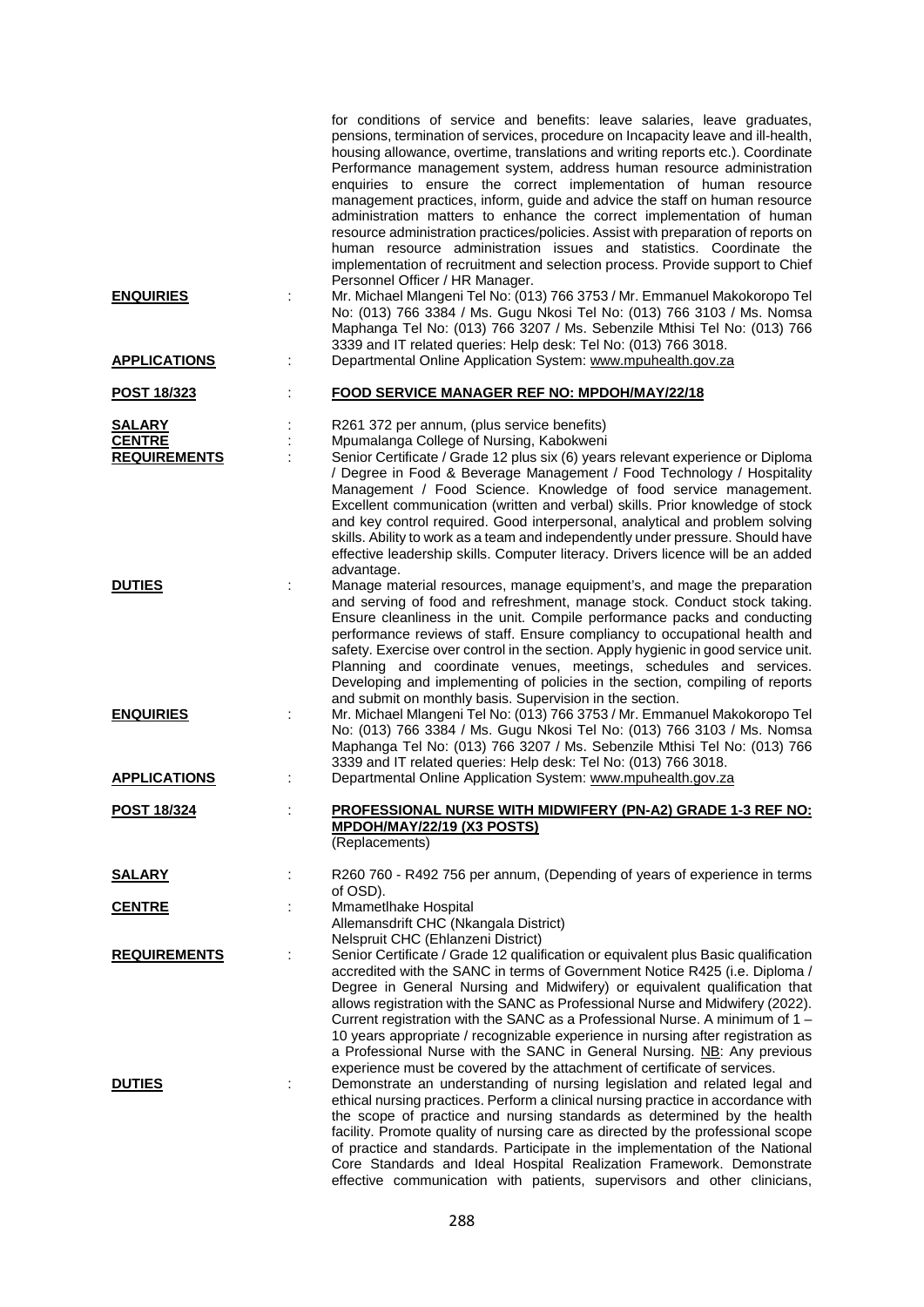for conditions of service and benefits: leave salaries, leave graduates, pensions, termination of services, procedure on Incapacity leave and ill-health, housing allowance, overtime, translations and writing reports etc.). Coordinate Performance management system, address human resource administration enquiries to ensure the correct implementation of human resource management practices, inform, guide and advice the staff on human resource administration matters to enhance the correct implementation of human resource administration practices/policies. Assist with preparation of reports on human resource administration issues and statistics. Coordinate the implementation of recruitment and selection process. Provide support to Chief Personnel Officer / HR Manager.

**ENQUIRIES** : Mr. Michael Mlangeni Tel No: (013) 766 3753 / Mr. Emmanuel Makokoropo Tel No: (013) 766 3384 / Ms. Gugu Nkosi Tel No: (013) 766 3103 / Ms. Nomsa Maphanga Tel No: (013) 766 3207 / Ms. Sebenzile Mthisi Tel No: (013) 766 3339 and IT related queries: Help desk: Tel No: (013) 766 3018.

**APPLICATIONS** : Departmental Online Application System: www.mpuhealth.gov.za

**POST 18/323** : **FOOD SERVICE MANAGER REF NO: MPDOH/MAY/22/18**

**SALARY** : R261 372 per annum, (plus service benefits)

**CENTRE** : Mpumalanga College of Nursing, Kabokweni

**REQUIREMENTS** : Senior Certificate / Grade 12 plus six (6) years relevant experience or Diploma / Degree in Food & Beverage Management / Food Technology / Hospitality Management / Food Science. Knowledge of food service management. Excellent communication (written and verbal) skills. Prior knowledge of stock and key control required. Good interpersonal, analytical and problem solving skills. Ability to work as a team and independently under pressure. Should have effective leadership skills. Computer literacy. Drivers licence will be an added advantage.

**DUTIES** : Manage material resources, manage equipment's, and mage the preparation and serving of food and refreshment, manage stock. Conduct stock taking. Ensure cleanliness in the unit. Compile performance packs and conducting performance reviews of staff. Ensure compliancy to occupational health and safety. Exercise over control in the section. Apply hygienic in good service unit. Planning and coordinate venues, meetings, schedules and services. Developing and implementing of policies in the section, compiling of reports and submit on monthly basis. Supervision in the section.

**ENQUIRIES** : Mr. Michael Mlangeni Tel No: (013) 766 3753 / Mr. Emmanuel Makokoropo Tel No: (013) 766 3384 / Ms. Gugu Nkosi Tel No: (013) 766 3103 / Ms. Nomsa Maphanga Tel No: (013) 766 3207 / Ms. Sebenzile Mthisi Tel No: (013) 766 3339 and IT related queries: Help desk: Tel No: (013) 766 3018.

**APPLICATIONS** : Departmental Online Application System: www.mpuhealth.gov.za

**POST 18/324** : **PROFESSIONAL NURSE WITH MIDWIFERY (PN-A2) GRADE 1-3 REF NO: MPDOH/MAY/22/19 (X3 POSTS)**
(Replacements)

**SALARY** : R260 760 - R492 756 per annum, (Depending of years of experience in terms of OSD).

**CENTRE** : Mmametlhake Hospital
Allemansdrift CHC (Nkangala District)
Nelspruit CHC (Ehlanzeni District)

**REQUIREMENTS** : Senior Certificate / Grade 12 qualification or equivalent plus Basic qualification accredited with the SANC in terms of Government Notice R425 (i.e. Diploma / Degree in General Nursing and Midwifery) or equivalent qualification that allows registration with the SANC as Professional Nurse and Midwifery (2022). Current registration with the SANC as a Professional Nurse. A minimum of 1 – 10 years appropriate / recognizable experience in nursing after registration as a Professional Nurse with the SANC in General Nursing. NB: Any previous experience must be covered by the attachment of certificate of services.

**DUTIES** : Demonstrate an understanding of nursing legislation and related legal and ethical nursing practices. Perform a clinical nursing practice in accordance with the scope of practice and nursing standards as determined by the health facility. Promote quality of nursing care as directed by the professional scope of practice and standards. Participate in the implementation of the National Core Standards and Ideal Hospital Realization Framework. Demonstrate effective communication with patients, supervisors and other clinicians,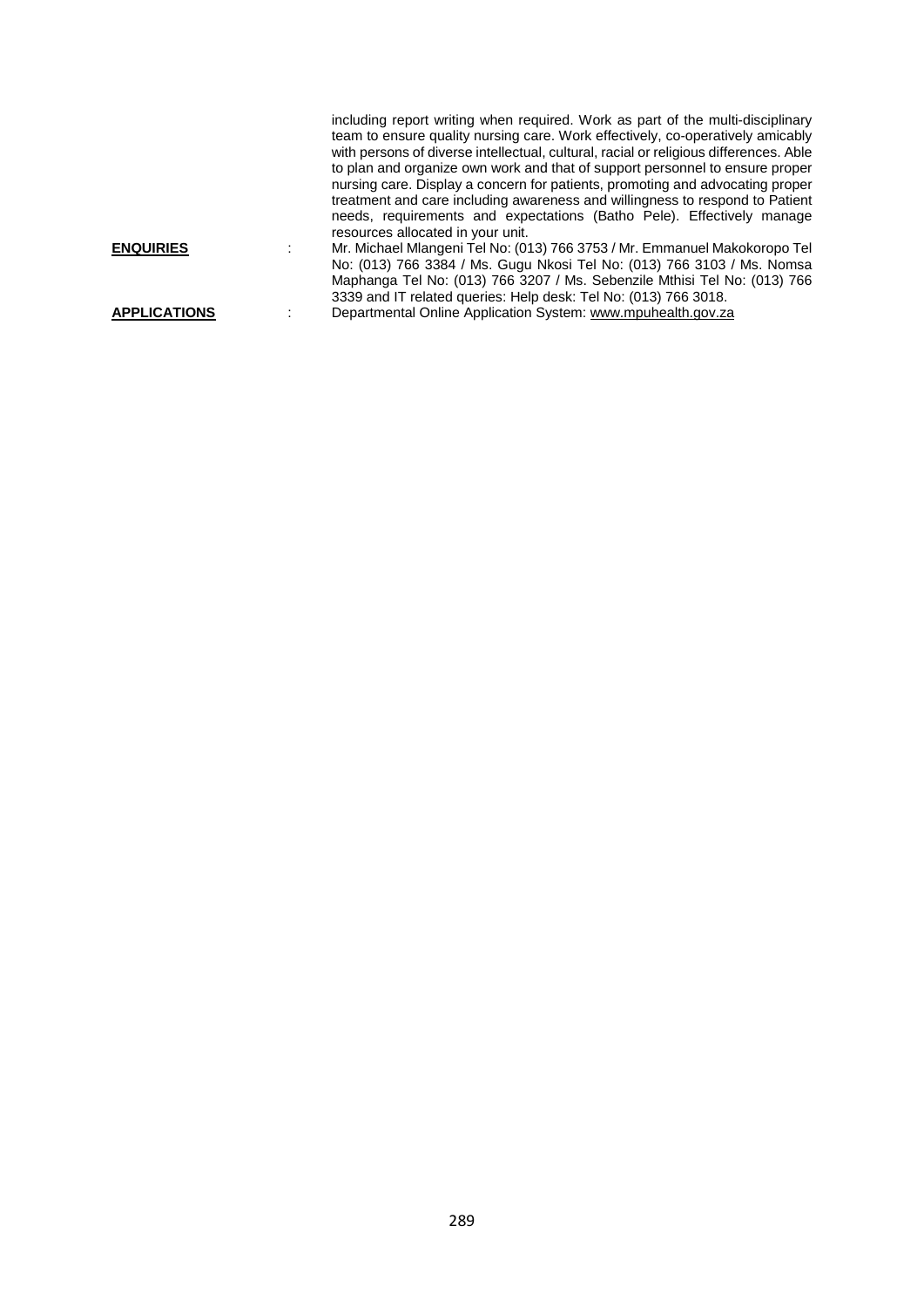including report writing when required. Work as part of the multi-disciplinary team to ensure quality nursing care. Work effectively, co-operatively amicably with persons of diverse intellectual, cultural, racial or religious differences. Able to plan and organize own work and that of support personnel to ensure proper nursing care. Display a concern for patients, promoting and advocating proper treatment and care including awareness and willingness to respond to Patient needs, requirements and expectations (Batho Pele). Effectively manage resources allocated in your unit.

**ENQUIRIES** : Mr. Michael Mlangeni Tel No: (013) 766 3753 / Mr. Emmanuel Makokoropo Tel No: (013) 766 3384 / Ms. Gugu Nkosi Tel No: (013) 766 3103 / Ms. Nomsa Maphanga Tel No: (013) 766 3207 / Ms. Sebenzile Mthisi Tel No: (013) 766 3339 and IT related queries: Help desk: Tel No: (013) 766 3018.

**APPLICATIONS** : Departmental Online Application System: www.mpuhealth.gov.za